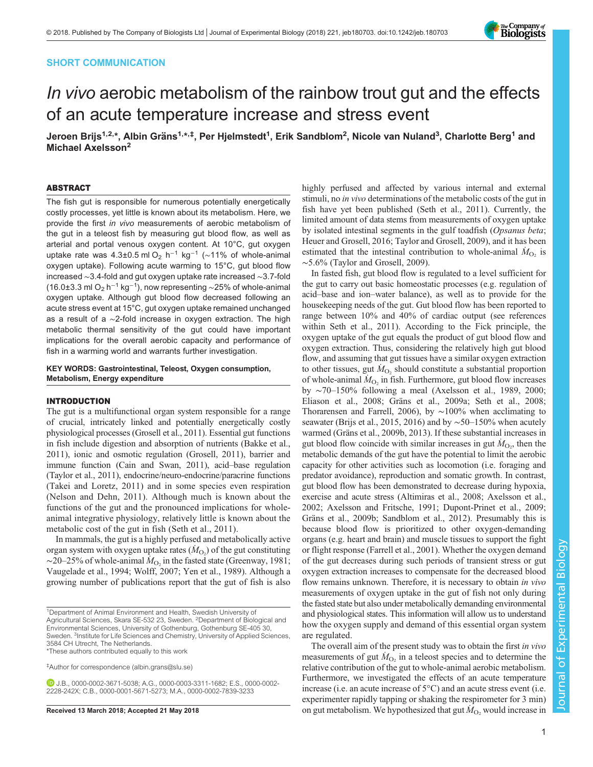SHORT COMMUNICATION

# *In vivo* aerobic metabolism of the rainbow trout gut and the effects of an acute temperature increase and stress event

**Jeroen Brijs[1,2,*], Albin Gräns[1,*,‡], Per Hjelmstedt[1], Erik Sandblom[2], Nicole van Nuland[3], Charlotte Berg[1] and Michael Axelsson[2]**

## ABSTRACT

The fish gut is responsible for numerous potentially energetically costly processes, yet little is known about its metabolism. Here, we provide the first *in vivo* measurements of aerobic metabolism of the gut in a teleost fish by measuring gut blood flow, as well as arterial and portal venous oxygen content. At 10°C, gut oxygen uptake rate was 4.3±0.5 ml $O_2$ $h^{-1}$ $kg^{-1}$ (~11% of whole-animal oxygen uptake). Following acute warming to 15°C, gut blood flow increased ~3.4-fold and gut oxygen uptake rate increased ~3.7-fold (16.0±3.3 ml $O_2$ $h^{-1}$ $kg^{-1}$), now representing ~25% of whole-animal oxygen uptake. Although gut blood flow decreased following an acute stress event at 15°C, gut oxygen uptake remained unchanged as a result of a ~2-fold increase in oxygen extraction. The high metabolic thermal sensitivity of the gut could have important implications for the overall aerobic capacity and performance of fish in a warming world and warrants further investigation.

**KEY WORDS: Gastrointestinal, Teleost, Oxygen consumption, Metabolism, Energy expenditure**

## INTRODUCTION

The gut is a multifunctional organ system responsible for a range of crucial, intricately linked and potentially energetically costly physiological processes (Grosell et al., 2011). Essential gut functions in fish include digestion and absorption of nutrients (Bakke et al., 2011), ionic and osmotic regulation (Grosell, 2011), barrier and immune function (Cain and Swan, 2011), acid–base regulation (Taylor et al., 2011), endocrine/neuro-endocrine/paracrine functions (Takei and Loretz, 2011) and in some species even respiration (Nelson and Dehn, 2011). Although much is known about the functions of the gut and the pronounced implications for whole-animal integrative physiology, relatively little is known about the metabolic cost of the gut in fish (Seth et al., 2011).

In mammals, the gut is a highly perfused and metabolically active organ system with oxygen uptake rates ($\dot{M}_{O_2}$) of the gut constituting ~20–25% of whole-animal $\dot{M}_{O_2}$ in the fasted state (Greenway, 1981; Vaugelade et al., 1994; Wolff, 2007; Yen et al., 1989). Although a growing number of publications report that the gut of fish is also highly perfused and affected by various internal and external stimuli, no *in vivo* determinations of the metabolic costs of the gut in fish have yet been published (Seth et al., 2011). Currently, the limited amount of data stems from measurements of oxygen uptake by isolated intestinal segments in the gulf toadfish (*Opsanus beta*; Heuer and Grosell, 2016; Taylor and Grosell, 2009), and it has been estimated that the intestinal contribution to whole-animal $\dot{M}_{O_2}$ is ~5.6% (Taylor and Grosell, 2009).

In fasted fish, gut blood flow is regulated to a level sufficient for the gut to carry out basic homeostatic processes (e.g. regulation of acid–base and ion–water balance), as well as to provide for the housekeeping needs of the gut. Gut blood flow has been reported to range between 10% and 40% of cardiac output (see references within Seth et al., 2011). According to the Fick principle, the oxygen uptake of the gut equals the product of gut blood flow and oxygen extraction. Thus, considering the relatively high gut blood flow, and assuming that gut tissues have a similar oxygen extraction to other tissues, gut $\dot{M}_{O_2}$ should constitute a substantial proportion of whole-animal $\dot{M}_{O_2}$ in fish. Furthermore, gut blood flow increases by ~70–150% following a meal (Axelsson et al., 1989, 2000; Eliason et al., 2008; Gräns et al., 2009a; Seth et al., 2008; Thorarensen and Farrell, 2006), by ~100% when acclimating to seawater (Brijs et al., 2015, 2016) and by ~50–150% when acutely warmed (Gräns et al., 2009b, 2013). If these substantial increases in gut blood flow coincide with similar increases in gut $\dot{M}_{O_2}$, then the metabolic demands of the gut have the potential to limit the aerobic capacity for other activities such as locomotion (i.e. foraging and predator avoidance), reproduction and somatic growth. In contrast, gut blood flow has been demonstrated to decrease during hypoxia, exercise and acute stress (Altimiras et al., 2008; Axelsson et al., 2002; Axelsson and Fritsche, 1991; Dupont-Prinet et al., 2009; Gräns et al., 2009b; Sandblom et al., 2012). Presumably this is because blood flow is prioritized to other oxygen-demanding organs (e.g. heart and brain) and muscle tissues to support the fight or flight response (Farrell et al., 2001). Whether the oxygen demand of the gut decreases during such periods of transient stress or gut oxygen extraction increases to compensate for the decreased blood flow remains unknown. Therefore, it is necessary to obtain *in vivo* measurements of oxygen uptake in the gut of fish not only during the fasted state but also under metabolically demanding environmental and physiological states. This information will allow us to understand how the oxygen supply and demand of this essential organ system are regulated.

The overall aim of the present study was to obtain the first *in vivo* measurements of gut $\dot{M}_{O_2}$ in a teleost species and to determine the relative contribution of the gut to whole-animal aerobic metabolism. Furthermore, we investigated the effects of an acute temperature increase (i.e. an acute increase of 5°C) and an acute stress event (i.e. experimenter rapidly tapping or shaking the respirometer for 3 min) on gut metabolism. We hypothesized that gut $\dot{M}_{O_2}$ would increase in

---

[1]Department of Animal Environment and Health, Swedish University of Agricultural Sciences, Skara SE-532 23, Sweden. [2]Department of Biological and Environmental Sciences, University of Gothenburg, Gothenburg SE-405 30, Sweden. [3]Institute for Life Sciences and Chemistry, University of Applied Sciences, 3584 CH Utrecht, The Netherlands.
*These authors contributed equally to this work

‡Author for correspondence (albin.grans@slu.se)

J.B., 0000-0002-3671-5038; A.G., 0000-0003-3311-1682; E.S., 0000-0002-2228-242X; C.B., 0000-0001-5671-5273; M.A., 0000-0002-7839-3233

**Received 13 March 2018; Accepted 21 May 2018**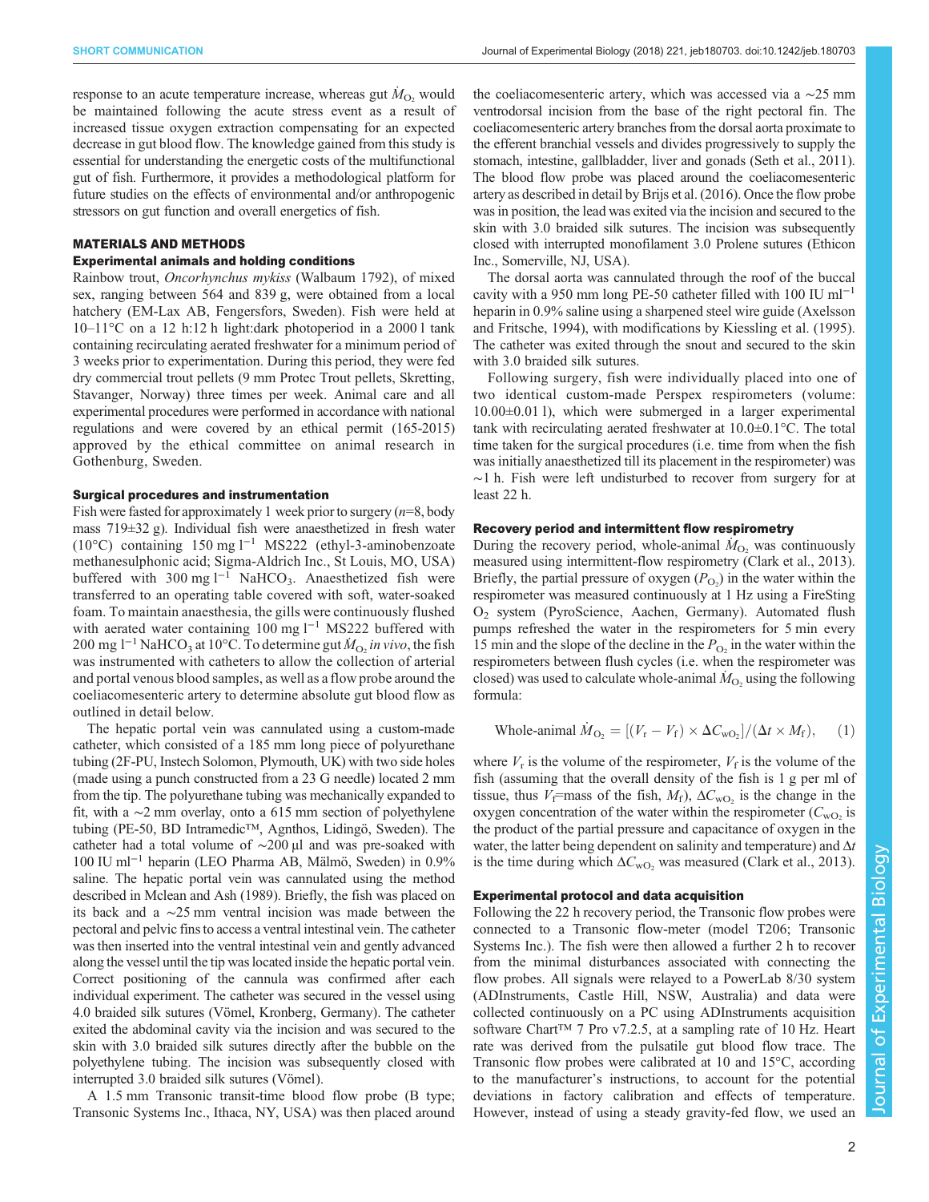response to an acute temperature increase, whereas gut $\dot{M}_{O_2}$ would be maintained following the acute stress event as a result of increased tissue oxygen extraction compensating for an expected decrease in gut blood flow. The knowledge gained from this study is essential for understanding the energetic costs of the multifunctional gut of fish. Furthermore, it provides a methodological platform for future studies on the effects of environmental and/or anthropogenic stressors on gut function and overall energetics of fish.

## MATERIALS AND METHODS

### Experimental animals and holding conditions

Rainbow trout, *Oncorhynchus mykiss* (Walbaum 1792), of mixed sex, ranging between 564 and 839 g, were obtained from a local hatchery (EM-Lax AB, Fengersfors, Sweden). Fish were held at 10–11°C on a 12 h:12 h light:dark photoperiod in a 2000 l tank containing recirculating aerated freshwater for a minimum period of 3 weeks prior to experimentation. During this period, they were fed dry commercial trout pellets (9 mm Protec Trout pellets, Skretting, Stavanger, Norway) three times per week. Animal care and all experimental procedures were performed in accordance with national regulations and were covered by an ethical permit (165-2015) approved by the ethical committee on animal research in Gothenburg, Sweden.

### Surgical procedures and instrumentation

Fish were fasted for approximately 1 week prior to surgery ($n$=8, body mass 719±32 g). Individual fish were anaesthetized in fresh water (10°C) containing 150 mg l$^{-1}$ MS222 (ethyl-3-aminobenzoate methanesulphonic acid; Sigma-Aldrich Inc., St Louis, MO, USA) buffered with 300 mg l$^{-1}$ $NaHCO_3$. Anaesthetized fish were transferred to an operating table covered with soft, water-soaked foam. To maintain anaesthesia, the gills were continuously flushed with aerated water containing 100 mg l$^{-1}$ MS222 buffered with 200 mg l$^{-1}$ $NaHCO_3$ at 10°C. To determine gut $\dot{M}_{O_2}$ *in vivo*, the fish was instrumented with catheters to allow the collection of arterial and portal venous blood samples, as well as a flow probe around the coeliacomesenteric artery to determine absolute gut blood flow as outlined in detail below.

The hepatic portal vein was cannulated using a custom-made catheter, which consisted of a 185 mm long piece of polyurethane tubing (2F-PU, Instech Solomon, Plymouth, UK) with two side holes (made using a punch constructed from a 23 G needle) located 2 mm from the tip. The polyurethane tubing was mechanically expanded to fit, with a ∼2 mm overlay, onto a 615 mm section of polyethylene tubing (PE-50, BD Intramedic™, Agnthos, Lidingö, Sweden). The catheter had a total volume of ∼200 µl and was pre-soaked with 100 IU ml$^{-1}$ heparin (LEO Pharma AB, Mälmö, Sweden) in 0.9% saline. The hepatic portal vein was cannulated using the method described in Mclean and Ash (1989). Briefly, the fish was placed on its back and a ∼25 mm ventral incision was made between the pectoral and pelvic fins to access a ventral intestinal vein. The catheter was then inserted into the ventral intestinal vein and gently advanced along the vessel until the tip was located inside the hepatic portal vein. Correct positioning of the cannula was confirmed after each individual experiment. The catheter was secured in the vessel using 4.0 braided silk sutures (Vömel, Kronberg, Germany). The catheter exited the abdominal cavity via the incision and was secured to the skin with 3.0 braided silk sutures directly after the bubble on the polyethylene tubing. The incision was subsequently closed with interrupted 3.0 braided silk sutures (Vömel).

A 1.5 mm Transonic transit-time blood flow probe (B type; Transonic Systems Inc., Ithaca, NY, USA) was then placed around the coeliacomesenteric artery, which was accessed via a ∼25 mm ventrodorsal incision from the base of the right pectoral fin. The coeliacomesenteric artery branches from the dorsal aorta proximate to the efferent branchial vessels and divides progressively to supply the stomach, intestine, gallbladder, liver and gonads (Seth et al., 2011). The blood flow probe was placed around the coeliacomesenteric artery as described in detail by Brijs et al. (2016). Once the flow probe was in position, the lead was exited via the incision and secured to the skin with 3.0 braided silk sutures. The incision was subsequently closed with interrupted monofilament 3.0 Prolene sutures (Ethicon Inc., Somerville, NJ, USA).

The dorsal aorta was cannulated through the roof of the buccal cavity with a 950 mm long PE-50 catheter filled with 100 IU ml$^{-1}$ heparin in 0.9% saline using a sharpened steel wire guide (Axelsson and Fritsche, 1994), with modifications by Kiessling et al. (1995). The catheter was exited through the snout and secured to the skin with 3.0 braided silk sutures.

Following surgery, fish were individually placed into one of two identical custom-made Perspex respirometers (volume: 10.00±0.01 l), which were submerged in a larger experimental tank with recirculating aerated freshwater at 10.0±0.1°C. The total time taken for the surgical procedures (i.e. time from when the fish was initially anaesthetized till its placement in the respirometer) was ∼1 h. Fish were left undisturbed to recover from surgery for at least 22 h.

### Recovery period and intermittent flow respirometry

During the recovery period, whole-animal $\dot{M}_{O_2}$ was continuously measured using intermittent-flow respirometry (Clark et al., 2013). Briefly, the partial pressure of oxygen ($P_{O_2}$) in the water within the respirometer was measured continuously at 1 Hz using a FireSting $O_2$ system (PyroScience, Aachen, Germany). Automated flush pumps refreshed the water in the respirometers for 5 min every 15 min and the slope of the decline in the $P_{O_2}$ in the water within the respirometers between flush cycles (i.e. when the respirometer was closed) was used to calculate whole-animal $\dot{M}_{O_2}$ using the following formula:

$$\text{Whole-animal } \dot{M}_{O_2} = [(V_r - V_f) \times \Delta C_{wO_2}]/(\Delta t \times M_f), \quad (1)$$

where $V_r$ is the volume of the respirometer, $V_f$ is the volume of the fish (assuming that the overall density of the fish is 1 g per ml of tissue, thus $V_f$=mass of the fish, $M_f$), $\Delta C_{wO_2}$ is the change in the oxygen concentration of the water within the respirometer ($C_{wO_2}$ is the product of the partial pressure and capacitance of oxygen in the water, the latter being dependent on salinity and temperature) and $\Delta t$ is the time during which $\Delta C_{wO_2}$ was measured (Clark et al., 2013).

### Experimental protocol and data acquisition

Following the 22 h recovery period, the Transonic flow probes were connected to a Transonic flow-meter (model T206; Transonic Systems Inc.). The fish were then allowed a further 2 h to recover from the minimal disturbances associated with connecting the flow probes. All signals were relayed to a PowerLab 8/30 system (ADInstruments, Castle Hill, NSW, Australia) and data were collected continuously on a PC using ADInstruments acquisition software Chart™ 7 Pro v7.2.5, at a sampling rate of 10 Hz. Heart rate was derived from the pulsatile gut blood flow trace. The Transonic flow probes were calibrated at 10 and 15°C, according to the manufacturer's instructions, to account for the potential deviations in factory calibration and effects of temperature. However, instead of using a steady gravity-fed flow, we used an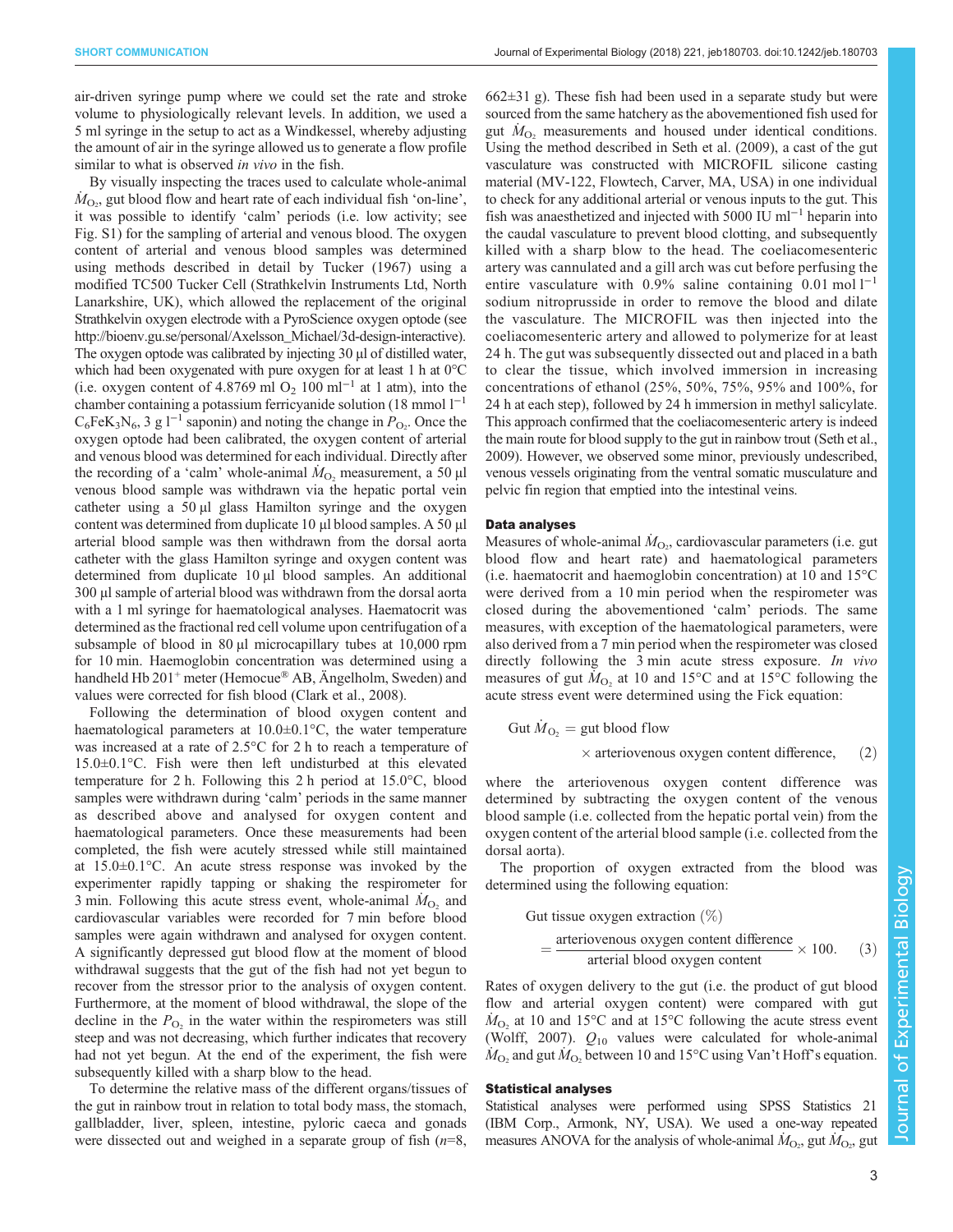air-driven syringe pump where we could set the rate and stroke volume to physiologically relevant levels. In addition, we used a 5 ml syringe in the setup to act as a Windkessel, whereby adjusting the amount of air in the syringe allowed us to generate a flow profile similar to what is observed *in vivo* in the fish.

By visually inspecting the traces used to calculate whole-animal $\dot{M}_{O_2}$, gut blood flow and heart rate of each individual fish 'on-line', it was possible to identify 'calm' periods (i.e. low activity; see Fig. S1) for the sampling of arterial and venous blood. The oxygen content of arterial and venous blood samples was determined using methods described in detail by Tucker (1967) using a modified TC500 Tucker Cell (Strathkelvin Instruments Ltd, North Lanarkshire, UK), which allowed the replacement of the original Strathkelvin oxygen electrode with a PyroScience oxygen optode (see http://bioenv.gu.se/personal/Axelsson_Michael/3d-design-interactive). The oxygen optode was calibrated by injecting 30 µl of distilled water, which had been oxygenated with pure oxygen for at least 1 h at 0°C (i.e. oxygen content of 4.8769 ml $O_2$ 100 ml$^{-1}$ at 1 atm), into the chamber containing a potassium ferricyanide solution (18 mmol l$^{-1}$ $C_6FeK_3N_6$, 3 g l$^{-1}$ saponin) and noting the change in $P_{O_2}$. Once the oxygen optode had been calibrated, the oxygen content of arterial and venous blood was determined for each individual. Directly after the recording of a 'calm' whole-animal $\dot{M}_{O_2}$ measurement, a 50 µl venous blood sample was withdrawn via the hepatic portal vein catheter using a 50 µl glass Hamilton syringe and the oxygen content was determined from duplicate 10 µl blood samples. A 50 µl arterial blood sample was then withdrawn from the dorsal aorta catheter with the glass Hamilton syringe and oxygen content was determined from duplicate 10 µl blood samples. An additional 300 µl sample of arterial blood was withdrawn from the dorsal aorta with a 1 ml syringe for haematological analyses. Haematocrit was determined as the fractional red cell volume upon centrifugation of a subsample of blood in 80 µl microcapillary tubes at 10,000 rpm for 10 min. Haemoglobin concentration was determined using a handheld Hb 201$^+$ meter (Hemocue® AB, Ängelholm, Sweden) and values were corrected for fish blood (Clark et al., 2008).

Following the determination of blood oxygen content and haematological parameters at 10.0±0.1°C, the water temperature was increased at a rate of 2.5°C for 2 h to reach a temperature of 15.0±0.1°C. Fish were then left undisturbed at this elevated temperature for 2 h. Following this 2 h period at 15.0°C, blood samples were withdrawn during 'calm' periods in the same manner as described above and analysed for oxygen content and haematological parameters. Once these measurements had been completed, the fish were acutely stressed while still maintained at 15.0±0.1°C. An acute stress response was invoked by the experimenter rapidly tapping or shaking the respirometer for 3 min. Following this acute stress event, whole-animal $\dot{M}_{O_2}$ and cardiovascular variables were recorded for 7 min before blood samples were again withdrawn and analysed for oxygen content. A significantly depressed gut blood flow at the moment of blood withdrawal suggests that the gut of the fish had not yet begun to recover from the stressor prior to the analysis of oxygen content. Furthermore, at the moment of blood withdrawal, the slope of the decline in the $P_{O_2}$ in the water within the respirometers was still steep and was not decreasing, which further indicates that recovery had not yet begun. At the end of the experiment, the fish were subsequently killed with a sharp blow to the head.

To determine the relative mass of the different organs/tissues of the gut in rainbow trout in relation to total body mass, the stomach, gallbladder, liver, spleen, intestine, pyloric caeca and gonads were dissected out and weighed in a separate group of fish ($n$=8, 662±31 g). These fish had been used in a separate study but were sourced from the same hatchery as the abovementioned fish used for gut $\dot{M}_{O_2}$ measurements and housed under identical conditions. Using the method described in Seth et al. (2009), a cast of the gut vasculature was constructed with MICROFIL silicone casting material (MV-122, Flowtech, Carver, MA, USA) in one individual to check for any additional arterial or venous inputs to the gut. This fish was anaesthetized and injected with 5000 IU ml$^{-1}$ heparin into the caudal vasculature to prevent blood clotting, and subsequently killed with a sharp blow to the head. The coeliacomesenteric artery was cannulated and a gill arch was cut before perfusing the entire vasculature with 0.9% saline containing 0.01 mol l$^{-1}$ sodium nitroprusside in order to remove the blood and dilate the vasculature. The MICROFIL was then injected into the coeliacomesenteric artery and allowed to polymerize for at least 24 h. The gut was subsequently dissected out and placed in a bath to clear the tissue, which involved immersion in increasing concentrations of ethanol (25%, 50%, 75%, 95% and 100%, for 24 h at each step), followed by 24 h immersion in methyl salicylate. This approach confirmed that the coeliacomesenteric artery is indeed the main route for blood supply to the gut in rainbow trout (Seth et al., 2009). However, we observed some minor, previously undescribed, venous vessels originating from the ventral somatic musculature and pelvic fin region that emptied into the intestinal veins.

### Data analyses

Measures of whole-animal $\dot{M}_{O_2}$, cardiovascular parameters (i.e. gut blood flow and heart rate) and haematological parameters (i.e. haematocrit and haemoglobin concentration) at 10 and 15°C were derived from a 10 min period when the respirometer was closed during the abovementioned 'calm' periods. The same measures, with exception of the haematological parameters, were also derived from a 7 min period when the respirometer was closed directly following the 3 min acute stress exposure. *In vivo* measures of gut $\dot{M}_{O_2}$ at 10 and 15°C and at 15°C following the acute stress event were determined using the Fick equation:

$$\text{Gut } \dot{M}_{O_2} = \text{gut blood flow} \times \text{arteriovenous oxygen content difference}, \quad (2)$$

where the arteriovenous oxygen content difference was determined by subtracting the oxygen content of the venous blood sample (i.e. collected from the hepatic portal vein) from the oxygen content of the arterial blood sample (i.e. collected from the dorsal aorta).

The proportion of oxygen extracted from the blood was determined using the following equation:

$$\text{Gut tissue oxygen extraction (\%)} = \frac{\text{arteriovenous oxygen content difference}}{\text{arterial blood oxygen content}} \times 100. \quad (3)$$

Rates of oxygen delivery to the gut (i.e. the product of gut blood flow and arterial oxygen content) were compared with gut $\dot{M}_{O_2}$ at 10 and 15°C and at 15°C following the acute stress event (Wolff, 2007). $Q_{10}$ values were calculated for whole-animal $\dot{M}_{O_2}$ and gut $\dot{M}_{O_2}$ between 10 and 15°C using Van't Hoff's equation.

### Statistical analyses

Statistical analyses were performed using SPSS Statistics 21 (IBM Corp., Armonk, NY, USA). We used a one-way repeated measures ANOVA for the analysis of whole-animal $\dot{M}_{O_2}$, gut $\dot{M}_{O_2}$, gut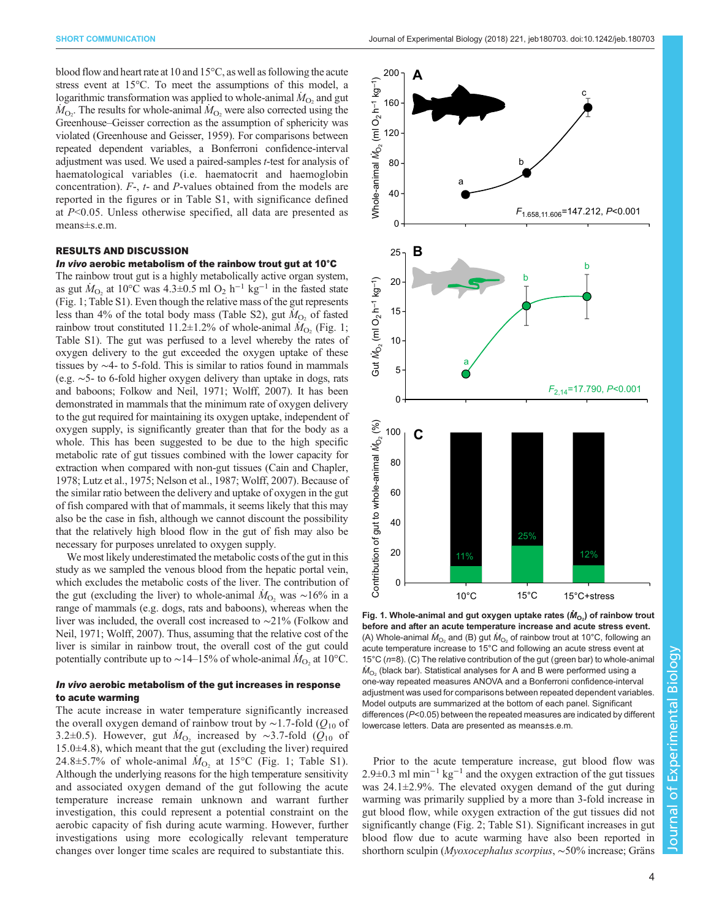blood flow and heart rate at 10 and 15°C, as well as following the acute stress event at 15°C. To meet the assumptions of this model, a logarithmic transformation was applied to whole-animal $\dot{M}_{O_2}$ and gut $\dot{M}_{O_2}$. The results for whole-animal $\dot{M}_{O_2}$ were also corrected using the Greenhouse–Geisser correction as the assumption of sphericity was violated (Greenhouse and Geisser, 1959). For comparisons between repeated dependent variables, a Bonferroni confidence-interval adjustment was used. We used a paired-samples *t*-test for analysis of haematological variables (i.e. haematocrit and haemoglobin concentration). *F*-, *t*- and *P*-values obtained from the models are reported in the figures or in Table S1, with significance defined at $P<0.05$. Unless otherwise specified, all data are presented as means±s.e.m.

## RESULTS AND DISCUSSION

### *In vivo* aerobic metabolism of the rainbow trout gut at 10°C

The rainbow trout gut is a highly metabolically active organ system, as gut $\dot{M}_{O_2}$ at 10°C was 4.3±0.5 ml $O_2$ $h^{-1}$ $kg^{-1}$ in the fasted state (Fig. 1; Table S1). Even though the relative mass of the gut represents less than 4% of the total body mass (Table S2), gut $\dot{M}_{O_2}$ of fasted rainbow trout constituted 11.2±1.2% of whole-animal $\dot{M}_{O_2}$ (Fig. 1; Table S1). The gut was perfused to a level whereby the rates of oxygen delivery to the gut exceeded the oxygen uptake of these tissues by ∼4- to 5-fold. This is similar to ratios found in mammals (e.g. ∼5- to 6-fold higher oxygen delivery than uptake in dogs, rats and baboons; Folkow and Neil, 1971; Wolff, 2007). It has been demonstrated in mammals that the minimum rate of oxygen delivery to the gut required for maintaining its oxygen uptake, independent of oxygen supply, is significantly greater than that for the body as a whole. This has been suggested to be due to the high specific metabolic rate of gut tissues combined with the lower capacity for extraction when compared with non-gut tissues (Cain and Chapler, 1978; Lutz et al., 1975; Nelson et al., 1987; Wolff, 2007). Because of the similar ratio between the delivery and uptake of oxygen in the gut of fish compared with that of mammals, it seems likely that this may also be the case in fish, although we cannot discount the possibility that the relatively high blood flow in the gut of fish may also be necessary for purposes unrelated to oxygen supply.

We most likely underestimated the metabolic costs of the gut in this study as we sampled the venous blood from the hepatic portal vein, which excludes the metabolic costs of the liver. The contribution of the gut (excluding the liver) to whole-animal $\dot{M}_{O_2}$ was ∼16% in a range of mammals (e.g. dogs, rats and baboons), whereas when the liver was included, the overall cost increased to ∼21% (Folkow and Neil, 1971; Wolff, 2007). Thus, assuming that the relative cost of the liver is similar in rainbow trout, the overall cost of the gut could potentially contribute up to ∼14–15% of whole-animal $\dot{M}_{O_2}$ at 10°C.

### *In vivo* aerobic metabolism of the gut increases in response to acute warming

The acute increase in water temperature significantly increased the overall oxygen demand of rainbow trout by ∼1.7-fold ($Q_{10}$ of 3.2±0.5). However, gut $\dot{M}_{O_2}$ increased by ∼3.7-fold ($Q_{10}$ of 15.0±4.8), which meant that the gut (excluding the liver) required 24.8±5.7% of whole-animal $\dot{M}_{O_2}$ at 15°C (Fig. 1; Table S1). Although the underlying reasons for the high temperature sensitivity and associated oxygen demand of the gut following the acute temperature increase remain unknown and warrant further investigation, this could represent a potential constraint on the aerobic capacity of fish during acute warming. However, further investigations using more ecologically relevant temperature changes over longer time scales are required to substantiate this.

**Fig. 1. Whole-animal and gut oxygen uptake rates ($\dot{M}_{O_2}$) of rainbow trout before and after an acute temperature increase and acute stress event.** (A) Whole-animal $\dot{M}_{O_2}$ and (B) gut $\dot{M}_{O_2}$ of rainbow trout at 10°C, following an acute temperature increase to 15°C and following an acute stress event at 15°C ($n$=8). (C) The relative contribution of the gut (green bar) to whole-animal $\dot{M}_{O_2}$ (black bar). Statistical analyses for A and B were performed using a one-way repeated measures ANOVA and a Bonferroni confidence-interval adjustment was used for comparisons between repeated dependent variables. Model outputs are summarized at the bottom of each panel. Significant differences ($P<0.05$) between the repeated measures are indicated by different lowercase letters. Data are presented as means±s.e.m.

Prior to the acute temperature increase, gut blood flow was 2.9±0.3 ml $min^{-1}$ $kg^{-1}$ and the oxygen extraction of the gut tissues was 24.1±2.9%. The elevated oxygen demand of the gut during warming was primarily supplied by a more than 3-fold increase in gut blood flow, while oxygen extraction of the gut tissues did not significantly change (Fig. 2; Table S1). Significant increases in gut blood flow due to acute warming have also been reported in shorthorn sculpin (*Myoxocephalus scorpius*, ∼50% increase; Gräns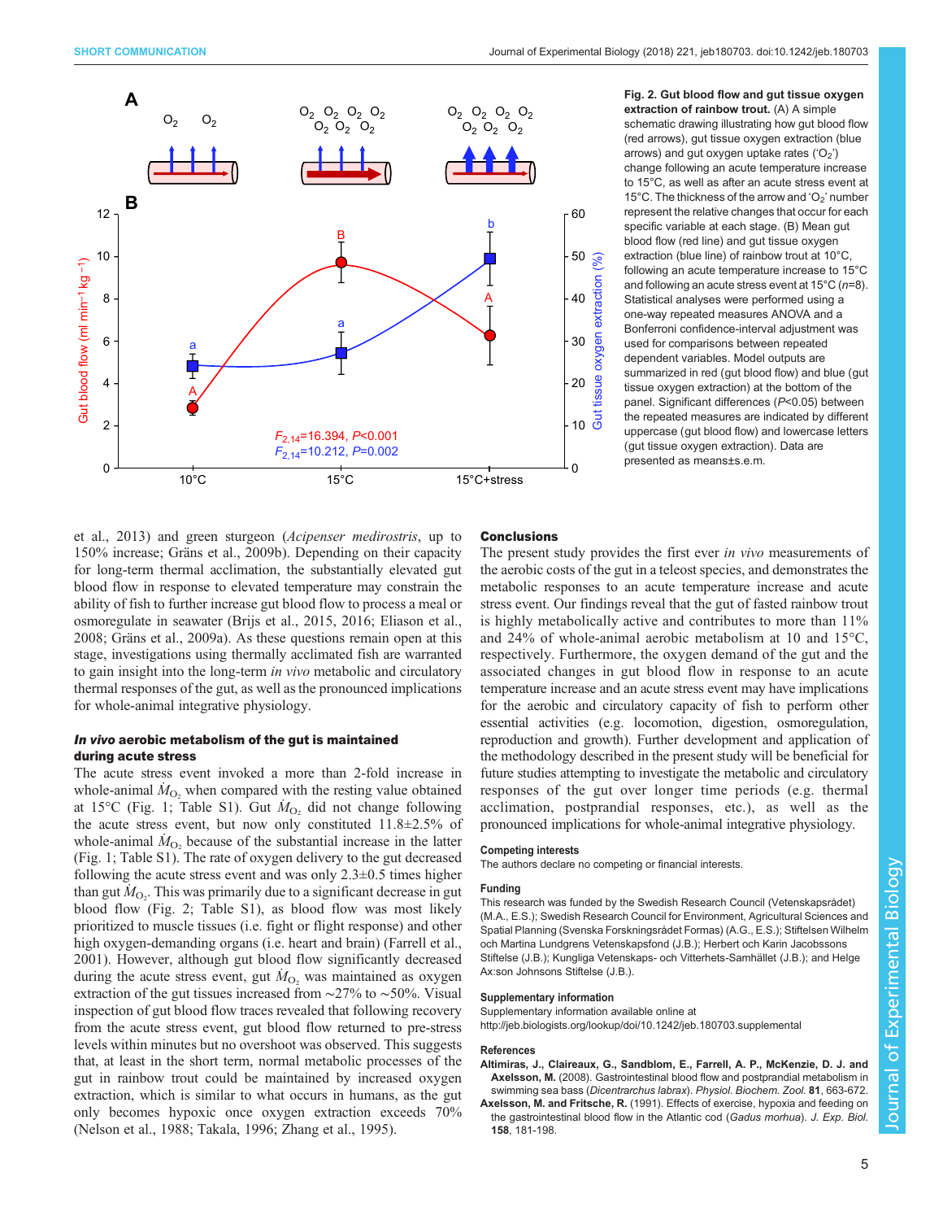Fig. 2. Gut blood flow and gut tissue oxygen extraction of rainbow trout. (A) A simple schematic drawing illustrating how gut blood flow (red arrows), gut tissue oxygen extraction (blue arrows) and gut oxygen uptake rates ('$O_2$') change following an acute temperature increase to 15°C, as well as after an acute stress event at 15°C. The thickness of the arrow and '$O_2$' number represent the relative changes that occur for each specific variable at each stage. (B) Mean gut blood flow (red line) and gut tissue oxygen extraction (blue line) of rainbow trout at 10°C, following an acute temperature increase to 15°C and following an acute stress event at 15°C ($n$=8). Statistical analyses were performed using a one-way repeated measures ANOVA and a Bonferroni confidence-interval adjustment was used for comparisons between repeated dependent variables. Model outputs are summarized in red (gut blood flow) and blue (gut tissue oxygen extraction) at the bottom of the panel. Significant differences ($P$<0.05) between the repeated measures are indicated by different uppercase (gut blood flow) and lowercase letters (gut tissue oxygen extraction). Data are presented as means±s.e.m.

et al., 2013) and green sturgeon (*Acipenser medirostris*, up to 150% increase; Gräns et al., 2009b). Depending on their capacity for long-term thermal acclimation, the substantially elevated gut blood flow in response to elevated temperature may constrain the ability of fish to further increase gut blood flow to process a meal or osmoregulate in seawater (Brijs et al., 2015, 2016; Eliason et al., 2008; Gräns et al., 2009a). As these questions remain open at this stage, investigations using thermally acclimated fish are warranted to gain insight into the long-term *in vivo* metabolic and circulatory thermal responses of the gut, as well as the pronounced implications for whole-animal integrative physiology.

### *In vivo* aerobic metabolism of the gut is maintained during acute stress

The acute stress event invoked a more than 2-fold increase in whole-animal $\dot{M}_{O_2}$ when compared with the resting value obtained at 15°C (Fig. 1; Table S1). Gut $\dot{M}_{O_2}$ did not change following the acute stress event, but now only constituted 11.8±2.5% of whole-animal $\dot{M}_{O_2}$ because of the substantial increase in the latter (Fig. 1; Table S1). The rate of oxygen delivery to the gut decreased following the acute stress event and was only 2.3±0.5 times higher than gut $\dot{M}_{O_2}$. This was primarily due to a significant decrease in gut blood flow (Fig. 2; Table S1), as blood flow was most likely prioritized to muscle tissues (i.e. fight or flight response) and other high oxygen-demanding organs (i.e. heart and brain) (Farrell et al., 2001). However, although gut blood flow significantly decreased during the acute stress event, gut $\dot{M}_{O_2}$ was maintained as oxygen extraction of the gut tissues increased from ∼27% to ∼50%. Visual inspection of gut blood flow traces revealed that following recovery from the acute stress event, gut blood flow returned to pre-stress levels within minutes but no overshoot was observed. This suggests that, at least in the short term, normal metabolic processes of the gut in rainbow trout could be maintained by increased oxygen extraction, which is similar to what occurs in humans, as the gut only becomes hypoxic once oxygen extraction exceeds 70% (Nelson et al., 1988; Takala, 1996; Zhang et al., 1995).

## Conclusions

The present study provides the first ever *in vivo* measurements of the aerobic costs of the gut in a teleost species, and demonstrates the metabolic responses to an acute temperature increase and acute stress event. Our findings reveal that the gut of fasted rainbow trout is highly metabolically active and contributes to more than 11% and 24% of whole-animal aerobic metabolism at 10 and 15°C, respectively. Furthermore, the oxygen demand of the gut and the associated changes in gut blood flow in response to an acute temperature increase and an acute stress event may have implications for the aerobic and circulatory capacity of fish to perform other essential activities (e.g. locomotion, digestion, osmoregulation, reproduction and growth). Further development and application of the methodology described in the present study will be beneficial for future studies attempting to investigate the metabolic and circulatory responses of the gut over longer time periods (e.g. thermal acclimation, postprandial responses, etc.), as well as the pronounced implications for whole-animal integrative physiology.

#### Competing interests

The authors declare no competing or financial interests.

#### Funding

This research was funded by the Swedish Research Council (Vetenskapsrådet) (M.A., E.S.); Swedish Research Council for Environment, Agricultural Sciences and Spatial Planning (Svenska Forskningsrådet Formas) (A.G., E.S.); Stiftelsen Wilhelm och Martina Lundgrens Vetenskapsfond (J.B.); Herbert och Karin Jacobssons Stiftelse (J.B.); Kungliga Vetenskaps- och Vitterhets-Samhället (J.B.); and Helge Ax:son Johnsons Stiftelse (J.B.).

#### Supplementary information

Supplementary information available online at http://jeb.biologists.org/lookup/doi/10.1242/jeb.180703.supplemental

#### References

**Altimiras, J., Claireaux, G., Sandblom, E., Farrell, A. P., McKenzie, D. J. and Axelsson, M.** (2008). Gastrointestinal blood flow and postprandial metabolism in swimming sea bass (*Dicentrarchus labrax*). *Physiol. Biochem. Zool.* **81**, 663-672.

**Axelsson, M. and Fritsche, R.** (1991). Effects of exercise, hypoxia and feeding on the gastrointestinal blood flow in the Atlantic cod (*Gadus morhua*). *J. Exp. Biol.* **158**, 181-198.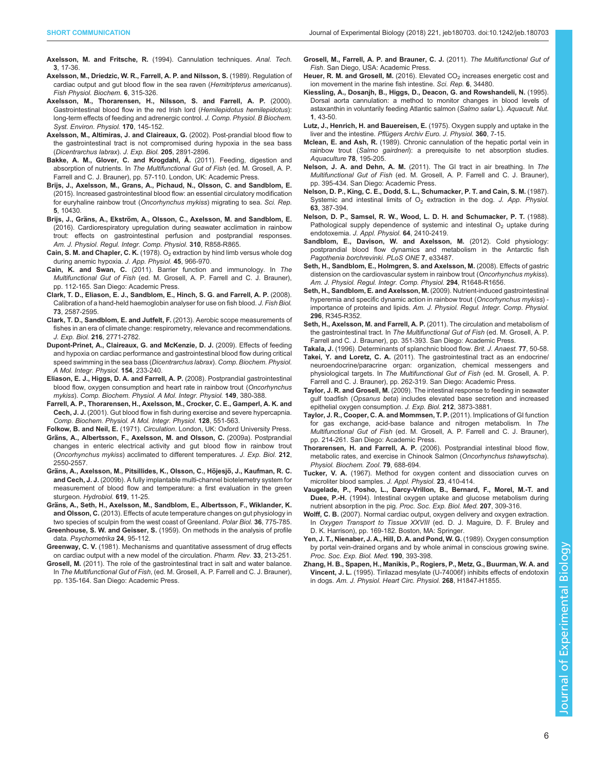**Axelsson, M. and Fritsche, R.** (1994). Cannulation techniques. *Anal. Tech.* **3**, 17-36.

**Axelsson, M., Driedzic, W. R., Farrell, A. P. and Nilsson, S.** (1989). Regulation of cardiac output and gut blood flow in the sea raven (*Hemitripterus americanus*). *Fish Physiol. Biochem.* **6**, 315-326.

**Axelsson, M., Thorarensen, H., Nilsson, S. and Farrell, A. P.** (2000). Gastrointestinal blood flow in the red Irish lord (*Hemilepidotus hemilepidotus*): long-term effects of feeding and adrenergic control. *J. Comp. Physiol. B Biochem. Syst. Environ. Physiol.* **170**, 145-152.

**Axelsson, M., Altimiras, J. and Claireaux, G.** (2002). Post-prandial blood flow to the gastrointestinal tract is not compromised during hypoxia in the sea bass (*Dicentrarchus labrax*). *J. Exp. Biol.* **205**, 2891-2896.

**Bakke, A. M., Glover, C. and Krogdahl, Å.** (2011). Feeding, digestion and absorption of nutrients. In *The Multifunctional Gut of Fish* (ed. M. Grosell, A. P. Farrell and C. J. Brauner), pp. 57-110. London, UK: Academic Press.

**Brijs, J., Axelsson, M., Grans, A., Pichaud, N., Olsson, C. and Sandblom, E.** (2015). Increased gastrointestinal blood flow: an essential circulatory modification for euryhaline rainbow trout (*Oncorhynchus mykiss*) migrating to sea. *Sci. Rep.* **5**, 10430.

**Brijs, J., Gräns, A., Ekström, A., Olsson, C., Axelsson, M. and Sandblom, E.** (2016). Cardiorespiratory upregulation during seawater acclimation in rainbow trout: effects on gastrointestinal perfusion and postprandial responses. *Am. J. Physiol. Regul. Integr. Comp. Physiol.* **310**, R858-R865.

**Cain, S. M. and Chapler, C. K.** (1978). $O_2$ extraction by hind limb versus whole dog during anemic hypoxia. *J. App. Physiol.* **45**, 966-970.

**Cain, K. and Swan, C.** (2011). Barrier function and immunology. In *The Multifunctional Gut of Fish* (ed. M. Grosell, A. P. Farrell and C. J. Brauner), pp. 112-165. San Diego: Academic Press.

**Clark, T. D., Eliason, E. J., Sandblom, E., Hinch, S. G. and Farrell, A. P.** (2008). Calibration of a hand-held haemoglobin analyser for use on fish blood. *J. Fish Biol.* **73**, 2587-2595.

**Clark, T. D., Sandblom, E. and Jutfelt, F.** (2013). Aerobic scope measurements of fishes in an era of climate change: respirometry, relevance and recommendations. *J. Exp. Biol.* **216**, 2771-2782.

**Dupont-Prinet, A., Claireaux, G. and McKenzie, D. J.** (2009). Effects of feeding and hypoxia on cardiac performance and gastrointestinal blood flow during critical speed swimming in the sea bass (*Dicentrarchus labrax*). *Comp. Biochem. Physiol. A Mol. Integr. Physiol.* **154**, 233-240.

**Eliason, E. J., Higgs, D. A. and Farrell, A. P.** (2008). Postprandial gastrointestinal blood flow, oxygen consumption and heart rate in rainbow trout (*Oncorhynchus mykiss*). *Comp. Biochem. Physiol. A Mol. Integr. Physiol.* **149**, 380-388.

**Farrell, A. P., Thorarensen, H., Axelsson, M., Crocker, C. E., Gamperl, A. K. and Cech, J. J.** (2001). Gut blood flow in fish during exercise and severe hypercapnia. *Comp. Biochem. Physiol. A Mol. Integr. Physiol.* **128**, 551-563.

**Folkow, B. and Neil, E.** (1971). *Circulation*. London, UK: Oxford University Press.

**Gräns, A., Albertsson, F., Axelsson, M. and Olsson, C.** (2009a). Postprandial changes in enteric electrical activity and gut blood flow in rainbow trout (*Oncorhynchus mykiss*) acclimated to different temperatures. *J. Exp. Biol.* **212**, 2550-2557.

**Gräns, A., Axelsson, M., Pitsillides, K., Olsson, C., Höjesjö, J., Kaufman, R. C. and Cech, J. J.** (2009b). A fully implantable multi-channel biotelemetry system for measurement of blood flow and temperature: a first evaluation in the green sturgeon. *Hydrobiol.* **619**, 11-25.

**Gräns, A., Seth, H., Axelsson, M., Sandblom, E., Albertsson, F., Wiklander, K. and Olsson, C.** (2013). Effects of acute temperature changes on gut physiology in two species of sculpin from the west coast of Greenland. *Polar Biol.* **36**, 775-785.

**Greenhouse, S. W. and Geisser, S.** (1959). On methods in the analysis of profile data. *Psychometrika* **24**, 95-112.

**Greenway, C. V.** (1981). Mechanisms and quantitative assessment of drug effects on cardiac output with a new model of the circulation. *Pharm. Rev.* **33**, 213-251.

**Grosell, M.** (2011). The role of the gastrointestinal tract in salt and water balance. In *The Multifunctional Gut of Fish*, (ed. M. Grosell, A. P. Farrell and C. J. Brauner), pp. 135-164. San Diego: Academic Press.

**Grosell, M., Farrell, A. P. and Brauner, C. J.** (2011). *The Multifunctional Gut of Fish*. San Diego, USA: Academic Press.

**Heuer, R. M. and Grosell, M.** (2016). Elevated $CO_2$ increases energetic cost and ion movement in the marine fish intestine. *Sci. Rep.* **6**, 34480.

**Kiessling, A., Dosanjh, B., Higgs, D., Deacon, G. and Rowshandeli, N.** (1995). Dorsal aorta cannulation: a method to monitor changes in blood levels of astaxanthin in voluntarily feeding Atlantic salmon (*Salmo salar* L). *Aquacult. Nut.* **1**, 43-50.

**Lutz, J., Henrich, H. and Bauereisen, E.** (1975). Oxygen supply and uptake in the liver and the intestine. *Pflügers Archiv Euro. J. Physiol.* **360**, 7-15.

**Mclean, E. and Ash, R.** (1989). Chronic cannulation of the hepatic portal vein in rainbow trout (*Salmo gairdneri*): a prerequisite to net absorption studies. *Aquaculture* **78**, 195-205.

**Nelson, J. A. and Dehn, A. M.** (2011). The GI tract in air breathing. In *The Multifunctional Gut of Fish* (ed. M. Grosell, A. P. Farrell and C. J. Brauner), pp. 395-434. San Diego: Academic Press.

**Nelson, D. P., King, C. E., Dodd, S. L., Schumacker, P. T. and Cain, S. M.** (1987). Systemic and intestinal limits of $O_2$ extraction in the dog. *J. App. Physiol.* **63**, 387-394.

**Nelson, D. P., Samsel, R. W., Wood, L. D. H. and Schumacker, P. T.** (1988). Pathological supply dependence of systemic and intestinal $O_2$ uptake during endotoxemia. *J. Appl. Physiol.* **64**, 2410-2419.

**Sandblom, E., Davison, W. and Axelsson, M.** (2012). Cold physiology: postprandial blood flow dynamics and metabolism in the Antarctic fish *Pagothenia borchrevinki*. *PLoS ONE* **7**, e33487.

**Seth, H., Sandblom, E., Holmgren, S. and Axelsson, M.** (2008). Effects of gastric distension on the cardiovascular system in rainbow trout (*Oncorhynchus mykiss*). *Am. J. Physiol. Regul. Integr. Comp. Physiol.* **294**, R1648-R1656.

**Seth, H., Sandblom, E. and Axelsson, M.** (2009). Nutrient-induced gastrointestinal hyperemia and specific dynamic action in rainbow trout (*Oncorhynchus mykiss*) - importance of proteins and lipids. *Am. J. Physiol. Regul. Integr. Comp. Physiol.* **296**, R345-R352.

**Seth, H., Axelsson, M. and Farrell, A. P.** (2011). The circulation and metabolism of the gastrointestinal tract. In *The Multifunctional Gut of Fish* (ed. M. Grosell, A. P. Farrell and C. J. Brauner), pp. 351-393. San Diego: Academic Press.

**Takala, J.** (1996). Determinants of splanchnic blood flow. *Brit. J. Anaest.* **77**, 50-58.

**Takei, Y. and Loretz, C. A.** (2011). The gastrointestinal tract as an endocrine/neuroendocrine/paracrine organ: organization, chemical messengers and physiological targets. In *The Multifunctional Gut of Fish* (ed. M. Grosell, A. P. Farrell and C. J. Brauner), pp. 262-319. San Diego: Academic Press.

**Taylor, J. R. and Grosell, M.** (2009). The intestinal response to feeding in seawater gulf toadfish (*Opsanus beta*) includes elevated base secretion and increased epithelial oxygen consumption. *J. Exp. Biol.* **212**, 3873-3881.

**Taylor, J. R., Cooper, C. A. and Mommsen, T. P.** (2011). Implications of GI function for gas exchange, acid-base balance and nitrogen metabolism. In *The Multifunctional Gut of Fish* (ed. M. Grosell, A. P. Farrell and C. J. Brauner), pp. 214-261. San Diego: Academic Press.

**Thorarensen, H. and Farrell, A. P.** (2006). Postprandial intestinal blood flow, metabolic rates, and exercise in Chinook Salmon (*Oncorhynchus tshawytscha*). *Physiol. Biochem. Zool.* **79**, 688-694.

**Tucker, V. A.** (1967). Method for oxygen content and dissociation curves on microliter blood samples. *J. Appl. Physiol.* **23**, 410-414.

**Vaugelade, P., Posho, L., Darcy-Vrillon, B., Bernard, F., Morel, M.-T. and Duee, P.-H.** (1994). Intestinal oxygen uptake and glucose metabolism during nutrient absorption in the pig. *Proc. Soc. Exp. Biol. Med.* **207**, 309-316.

**Wolff, C. B.** (2007). Normal cardiac output, oxygen delivery and oxygen extraction. In *Oxygen Transport to Tissue XXVIII* (ed. D. J. Maguire, D. F. Bruley and D. K. Harrison), pp. 169-182. Boston, MA: Springer.

**Yen, J. T., Nienaber, J. A., Hill, D. A. and Pond, W. G.** (1989). Oxygen consumption by portal vein-drained organs and by whole animal in conscious growing swine. *Proc. Soc. Exp. Biol. Med.* **190**, 393-398.

**Zhang, H. B., Spapen, H., Manikis, P., Rogiers, P., Metz, G., Buurman, W. A. and Vincent, J. L.** (1995). Tirilazad mesylate (U-74006f) inhibits effects of endotoxin in dogs. *Am. J. Physiol. Heart Circ. Physiol.* **268**, H1847-H1855.